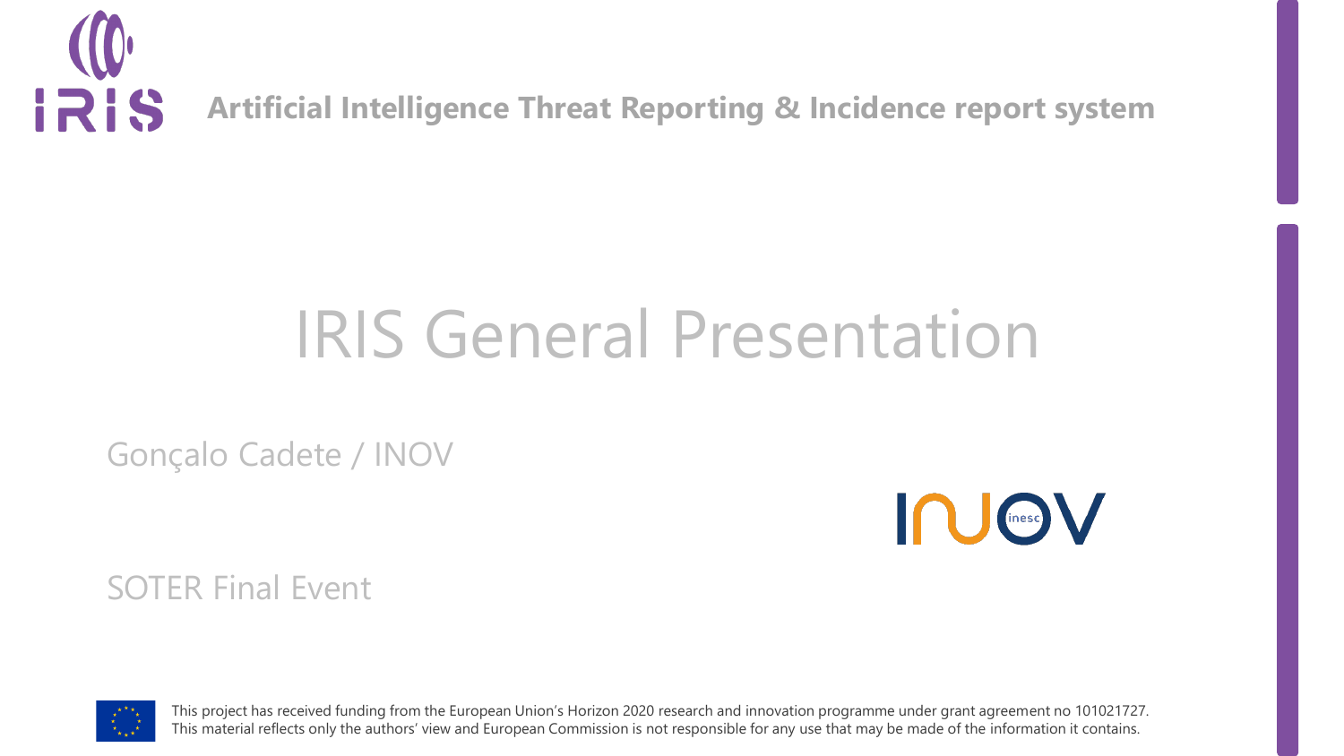**Artificial Intelligence Threat Reporting & Incidence report system**

# IRIS General Presentation

Gonçalo Cadete / INOV

SOTER Final Event

This project has received funding from the European Union's Horizon 2020 research and innovation programme under grant agreement no 101021727. This material reflects only the authors' view and European Commission is not responsible for any use that may be made of the information it contains.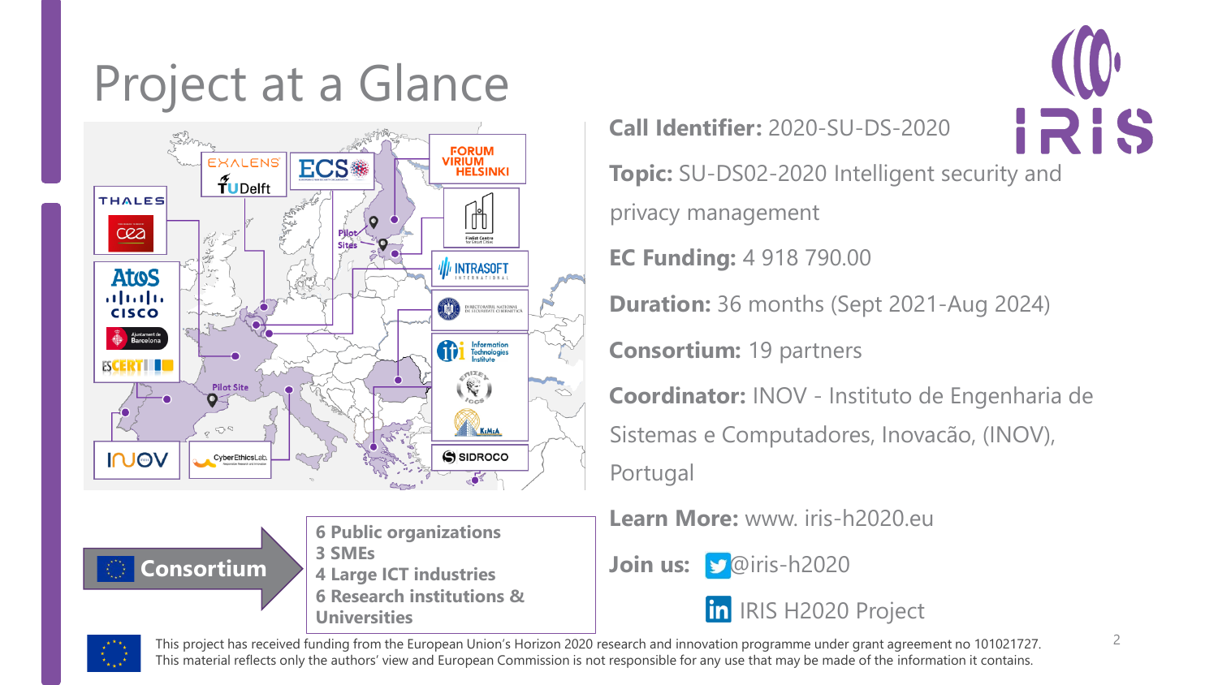# Project at a Glance

**Consortium**

**6 Public organizations**
**3 SMEs**
**4 Large ICT industries**
**6 Research institutions & Universities**

**Call Identifier:** 2020-SU-DS-2020

**Topic:** SU-DS02-2020 Intelligent security and privacy management

**EC Funding:** 4 918 790.00

**Duration:** 36 months (Sept 2021-Aug 2024)

**Consortium:** 19 partners

**Coordinator:** INOV - Instituto de Engenharia de Sistemas e Computadores, Inovacão, (INOV), Portugal

**Learn More:** www. iris-h2020.eu

**Join us:** @iris-h2020

IRIS H2020 Project

This project has received funding from the European Union's Horizon 2020 research and innovation programme under grant agreement no 101021727. This material reflects only the authors' view and European Commission is not responsible for any use that may be made of the information it contains.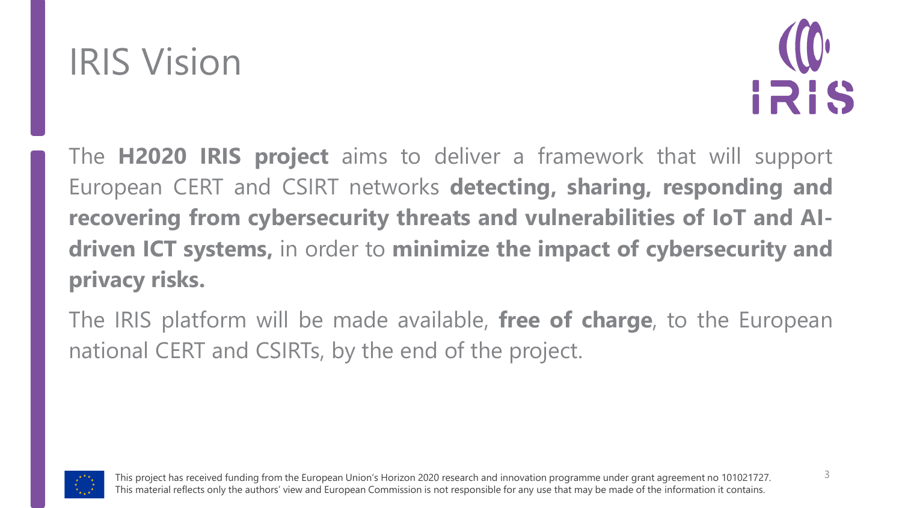# IRIS Vision

The **H2020 IRIS project** aims to deliver a framework that will support European CERT and CSIRT networks **detecting, sharing, responding and recovering from cybersecurity threats and vulnerabilities of IoT and AI-driven ICT systems,** in order to **minimize the impact of cybersecurity and privacy risks.**

The IRIS platform will be made available, **free of charge**, to the European national CERT and CSIRTs, by the end of the project.

This project has received funding from the European Union's Horizon 2020 research and innovation programme under grant agreement no 101021727. This material reflects only the authors' view and European Commission is not responsible for any use that may be made of the information it contains.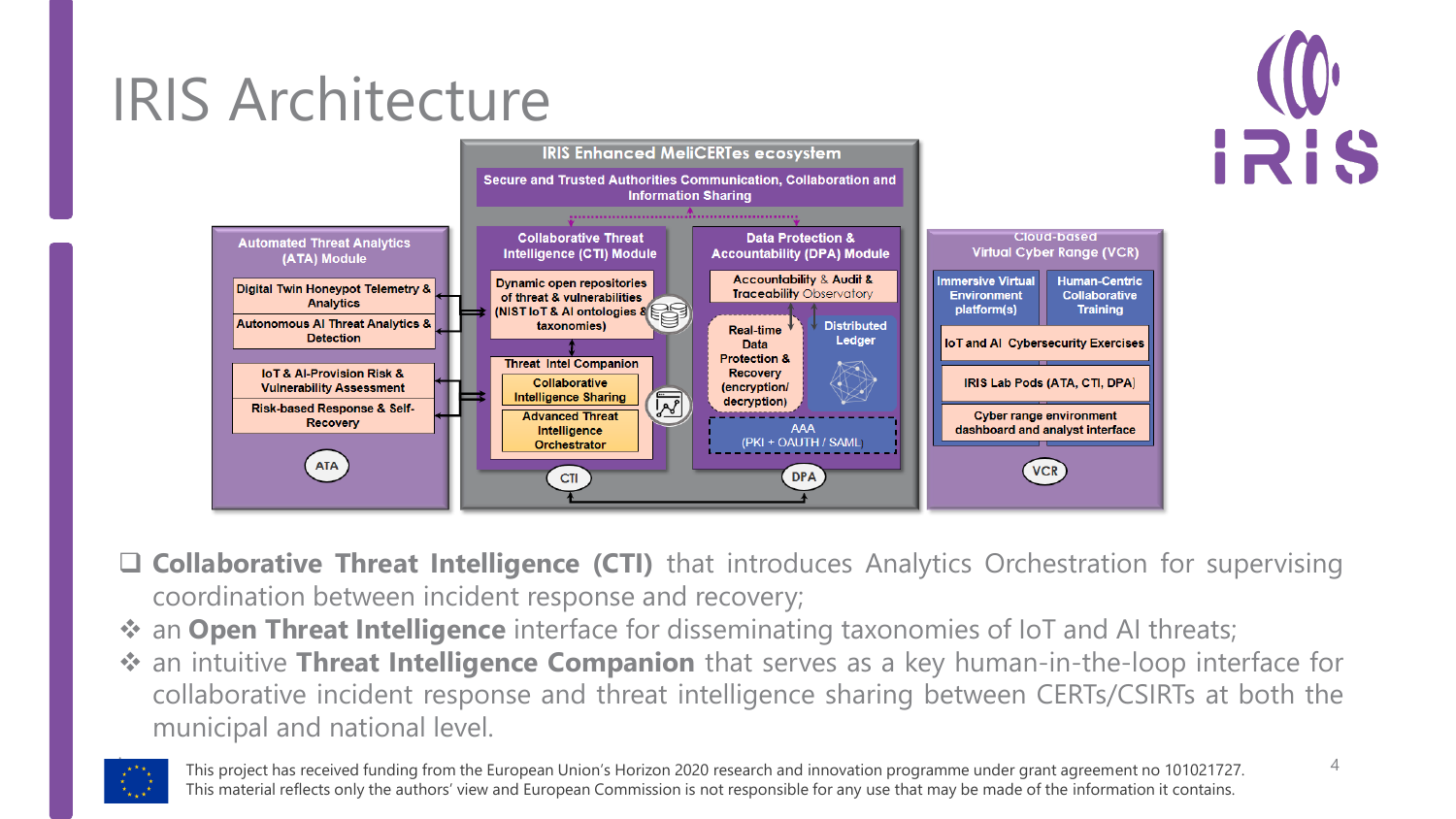# IRIS Architecture

**IRIS Enhanced MeliCERTes ecosystem**

Secure and Trusted Authorities Communication, Collaboration and Information Sharing

**Automated Threat Analytics (ATA) Module**
- Digital Twin Honeypot Telemetry & Analytics
- Autonomous AI Threat Analytics & Detection
- IoT & AI-Provision Risk & Vulnerability Assessment
- Risk-based Response & Self-Recovery
- ATA

**Collaborative Threat Intelligence (CTI) Module**
- Dynamic open repositories of threat & vulnerabilities (NIST IoT & AI ontologies & taxonomies)
- Threat Intel Companion
  - Collaborative Intelligence Sharing
  - Advanced Threat Intelligence Orchestrator
- CTI

**Data Protection & Accountability (DPA) Module**
- Accountability & Audit & Traceability Observatory
- Real-time Data Protection & Recovery (encryption/ decryption)
- Distributed Ledger
- AAA (PKI + OAUTH / SAML)
- DPA

**Cloud-based Virtual Cyber Range (VCR)**
- Immersive Virtual Environment platform(s)
- Human-Centric Collaborative Training
- IoT and AI Cybersecurity Exercises
- IRIS Lab Pods (ATA, CTI, DPA)
- Cyber range environment dashboard and analyst interface
- VCR

- ❑ **Collaborative Threat Intelligence (CTI)** that introduces Analytics Orchestration for supervising coordination between incident response and recovery;
- ❖ an **Open Threat Intelligence** interface for disseminating taxonomies of IoT and AI threats;
- ❖ an intuitive **Threat Intelligence Companion** that serves as a key human-in-the-loop interface for collaborative incident response and threat intelligence sharing between CERTs/CSIRTs at both the municipal and national level.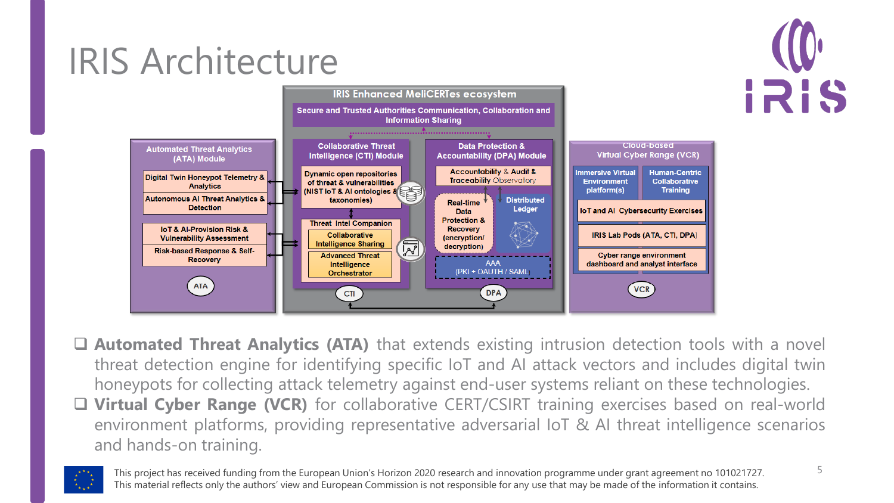# IRIS Architecture

**IRIS Enhanced MeliCERTes ecosystem**

Secure and Trusted Authorities Communication, Collaboration and Information Sharing

**Automated Threat Analytics (ATA) Module**
- Digital Twin Honeypot Telemetry & Analytics
- Autonomous AI Threat Analytics & Detection
- IoT & AI-Provision Risk & Vulnerability Assessment
- Risk-based Response & Self-Recovery

ATA

**Collaborative Threat Intelligence (CTI) Module**
- Dynamic open repositories of threat & vulnerabilities (NIST IoT & AI ontologies & taxonomies)
- Threat Intel Companion
  - Collaborative Intelligence Sharing
  - Advanced Threat Intelligence Orchestrator

CTI

**Data Protection & Accountability (DPA) Module**
- Accountability & Audit & Traceability Observatory
- Real-time Data Protection & Recovery (encryption/ decryption)
- Distributed Ledger
- AAA (PKI + OAUTH / SAML)

DPA

**Cloud-based Virtual Cyber Range (VCR)**
- Immersive Virtual Environment platform(s)
- Human-Centric Collaborative Training
- IoT and AI Cybersecurity Exercises
- IRIS Lab Pods (ATA, CTI, DPA)
- Cyber range environment dashboard and analyst interface

VCR

- ❑ **Automated Threat Analytics (ATA)** that extends existing intrusion detection tools with a novel threat detection engine for identifying specific IoT and AI attack vectors and includes digital twin honeypots for collecting attack telemetry against end-user systems reliant on these technologies.
- ❑ **Virtual Cyber Range (VCR)** for collaborative CERT/CSIRT training exercises based on real-world environment platforms, providing representative adversarial IoT & AI threat intelligence scenarios and hands-on training.

This project has received funding from the European Union's Horizon 2020 research and innovation programme under grant agreement no 101021727. This material reflects only the authors' view and European Commission is not responsible for any use that may be made of the information it contains.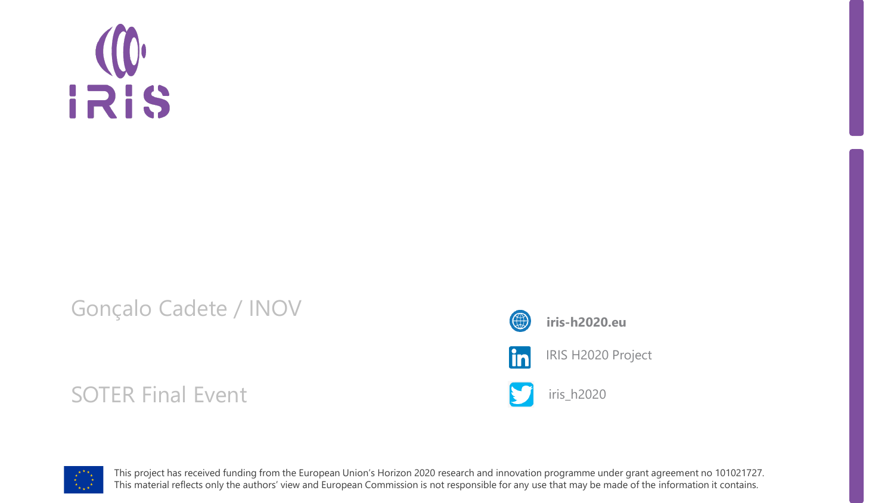IRIS

Gonçalo Cadete / INOV

SOTER Final Event

**iris-h2020.eu**

IRIS H2020 Project

iris_h2020

This project has received funding from the European Union's Horizon 2020 research and innovation programme under grant agreement no 101021727.
This material reflects only the authors' view and European Commission is not responsible for any use that may be made of the information it contains.